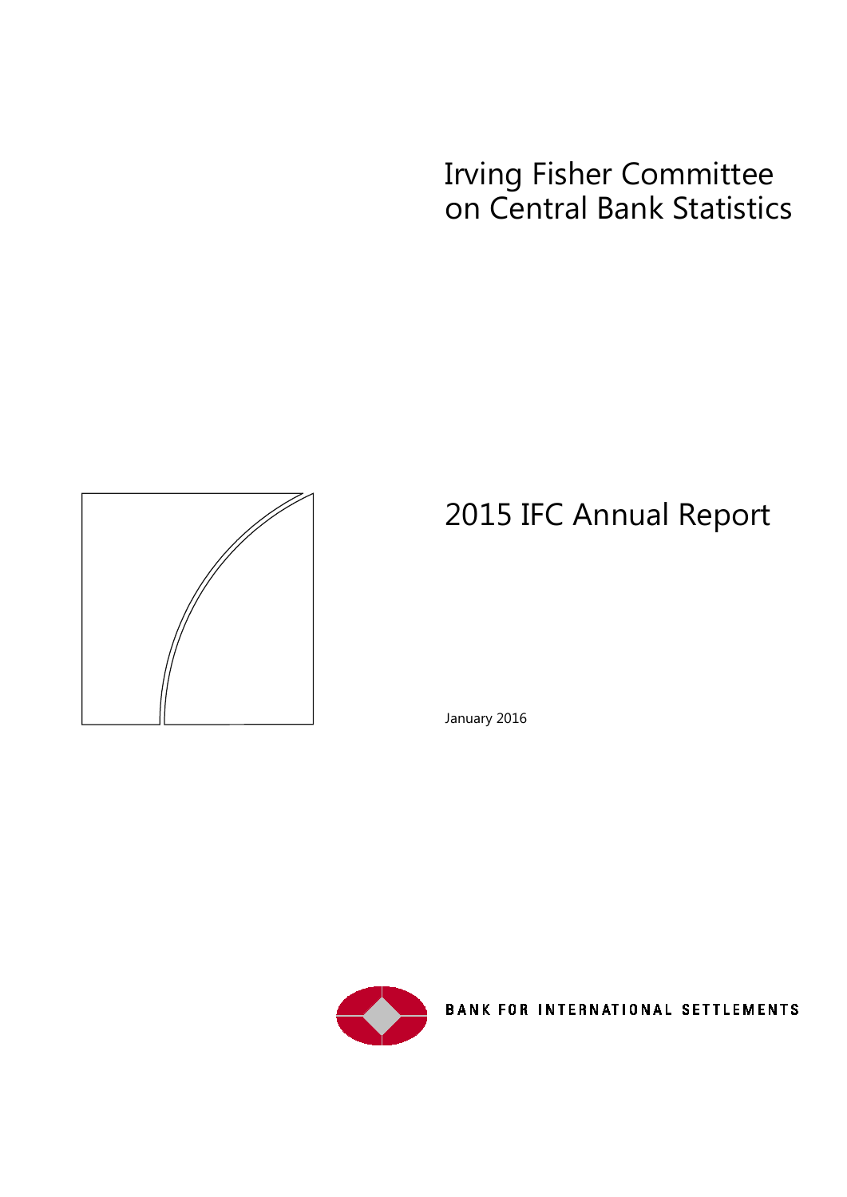# Irving Fisher Committee on Central Bank Statistics

# 2015 IFC Annual Report

January 2016

BANK FOR INTERNATIONAL SETTLEMENTS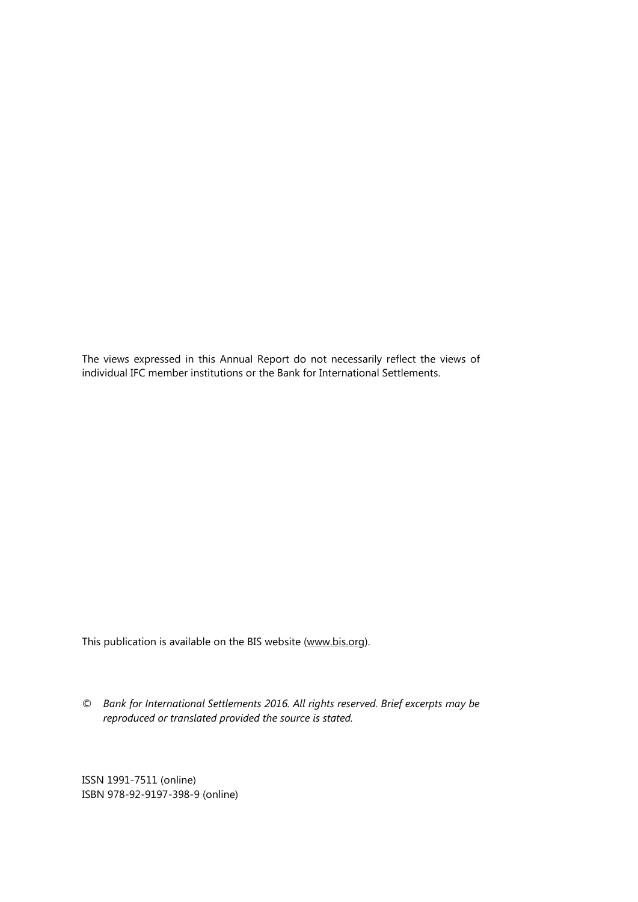The views expressed in this Annual Report do not necessarily reflect the views of individual IFC member institutions or the Bank for International Settlements.

This publication is available on the BIS website (www.bis.org).

© *Bank for International Settlements 2016. All rights reserved. Brief excerpts may be reproduced or translated provided the source is stated.*

ISSN 1991-7511 (online)
ISBN 978-92-9197-398-9 (online)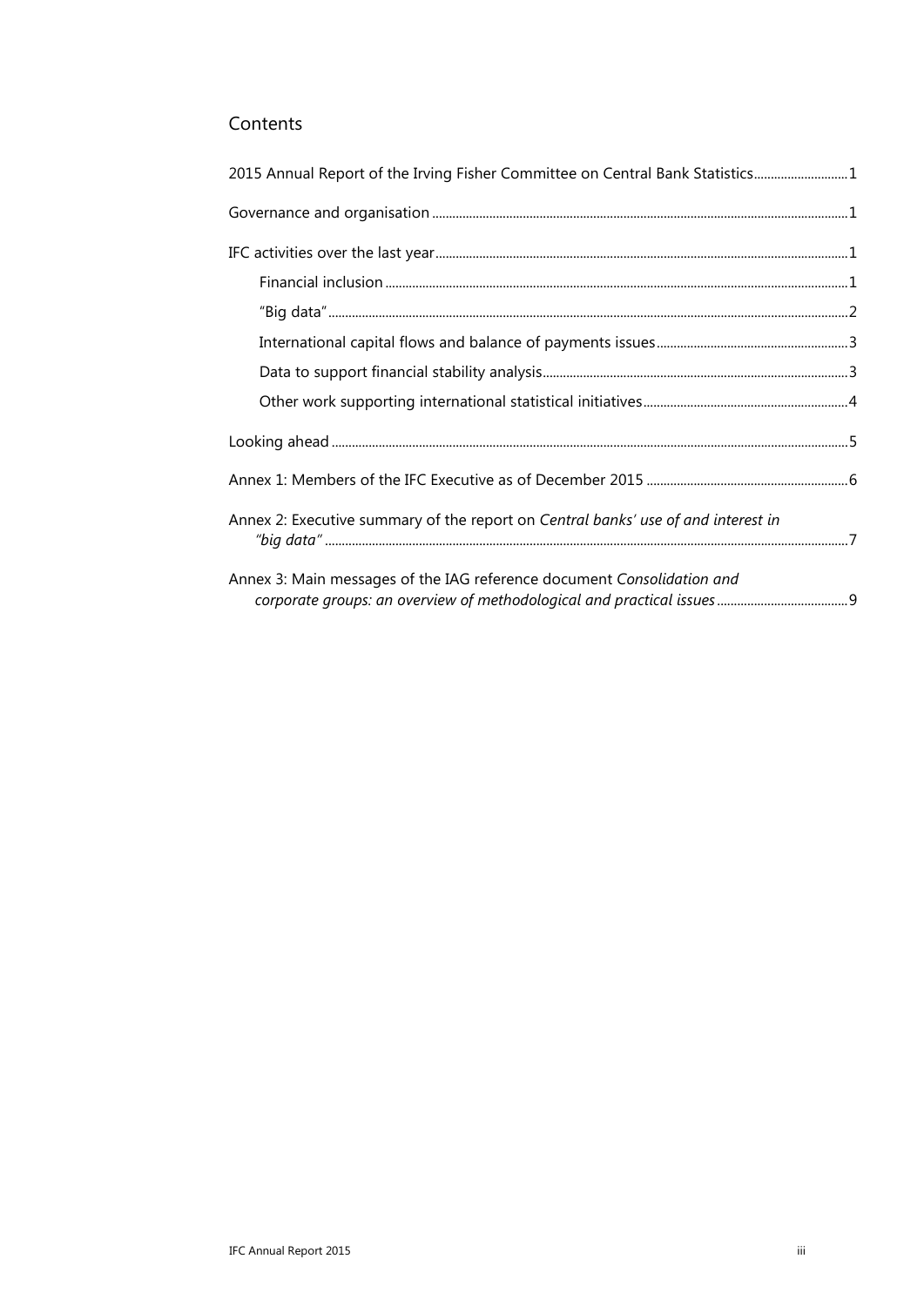## Contents

2015 Annual Report of the Irving Fisher Committee on Central Bank Statistics ........ 1

Governance and organisation ........ 1

IFC activities over the last year ........ 1

- Financial inclusion ........ 1
- "Big data" ........ 2
- International capital flows and balance of payments issues ........ 3
- Data to support financial stability analysis ........ 3
- Other work supporting international statistical initiatives ........ 4

Looking ahead ........ 5

Annex 1: Members of the IFC Executive as of December 2015 ........ 6

Annex 2: Executive summary of the report on *Central banks' use of and interest in "big data"* ........ 7

Annex 3: Main messages of the IAG reference document *Consolidation and corporate groups: an overview of methodological and practical issues* ........ 9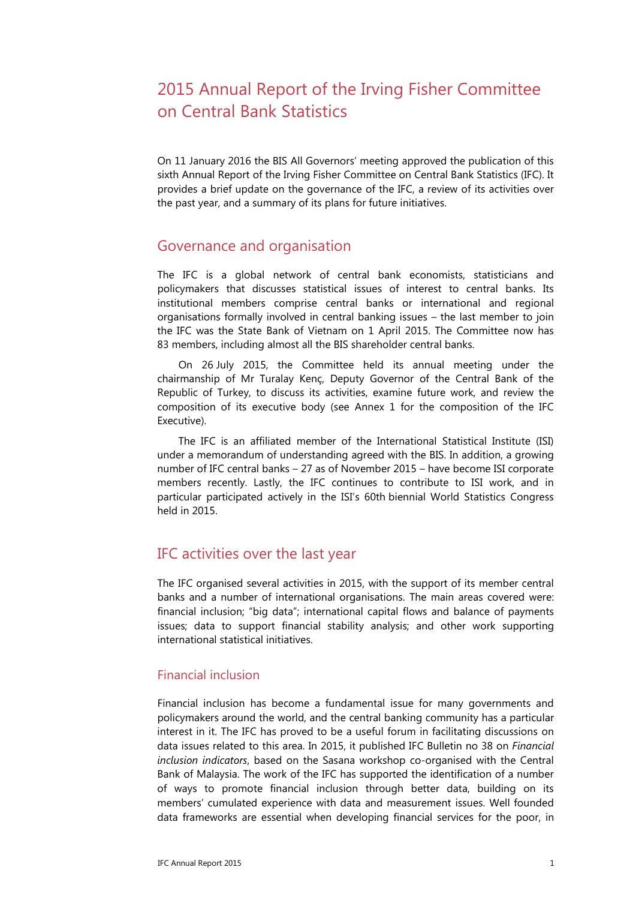# 2015 Annual Report of the Irving Fisher Committee on Central Bank Statistics

On 11 January 2016 the BIS All Governors' meeting approved the publication of this sixth Annual Report of the Irving Fisher Committee on Central Bank Statistics (IFC). It provides a brief update on the governance of the IFC, a review of its activities over the past year, and a summary of its plans for future initiatives.

## Governance and organisation

The IFC is a global network of central bank economists, statisticians and policymakers that discusses statistical issues of interest to central banks. Its institutional members comprise central banks or international and regional organisations formally involved in central banking issues – the last member to join the IFC was the State Bank of Vietnam on 1 April 2015. The Committee now has 83 members, including almost all the BIS shareholder central banks.

On 26 July 2015, the Committee held its annual meeting under the chairmanship of Mr Turalay Kenç, Deputy Governor of the Central Bank of the Republic of Turkey, to discuss its activities, examine future work, and review the composition of its executive body (see Annex 1 for the composition of the IFC Executive).

The IFC is an affiliated member of the International Statistical Institute (ISI) under a memorandum of understanding agreed with the BIS. In addition, a growing number of IFC central banks – 27 as of November 2015 – have become ISI corporate members recently. Lastly, the IFC continues to contribute to ISI work, and in particular participated actively in the ISI's 60th biennial World Statistics Congress held in 2015.

## IFC activities over the last year

The IFC organised several activities in 2015, with the support of its member central banks and a number of international organisations. The main areas covered were: financial inclusion; "big data"; international capital flows and balance of payments issues; data to support financial stability analysis; and other work supporting international statistical initiatives.

### Financial inclusion

Financial inclusion has become a fundamental issue for many governments and policymakers around the world, and the central banking community has a particular interest in it. The IFC has proved to be a useful forum in facilitating discussions on data issues related to this area. In 2015, it published IFC Bulletin no 38 on *Financial inclusion indicators*, based on the Sasana workshop co-organised with the Central Bank of Malaysia. The work of the IFC has supported the identification of a number of ways to promote financial inclusion through better data, building on its members' cumulated experience with data and measurement issues. Well founded data frameworks are essential when developing financial services for the poor, in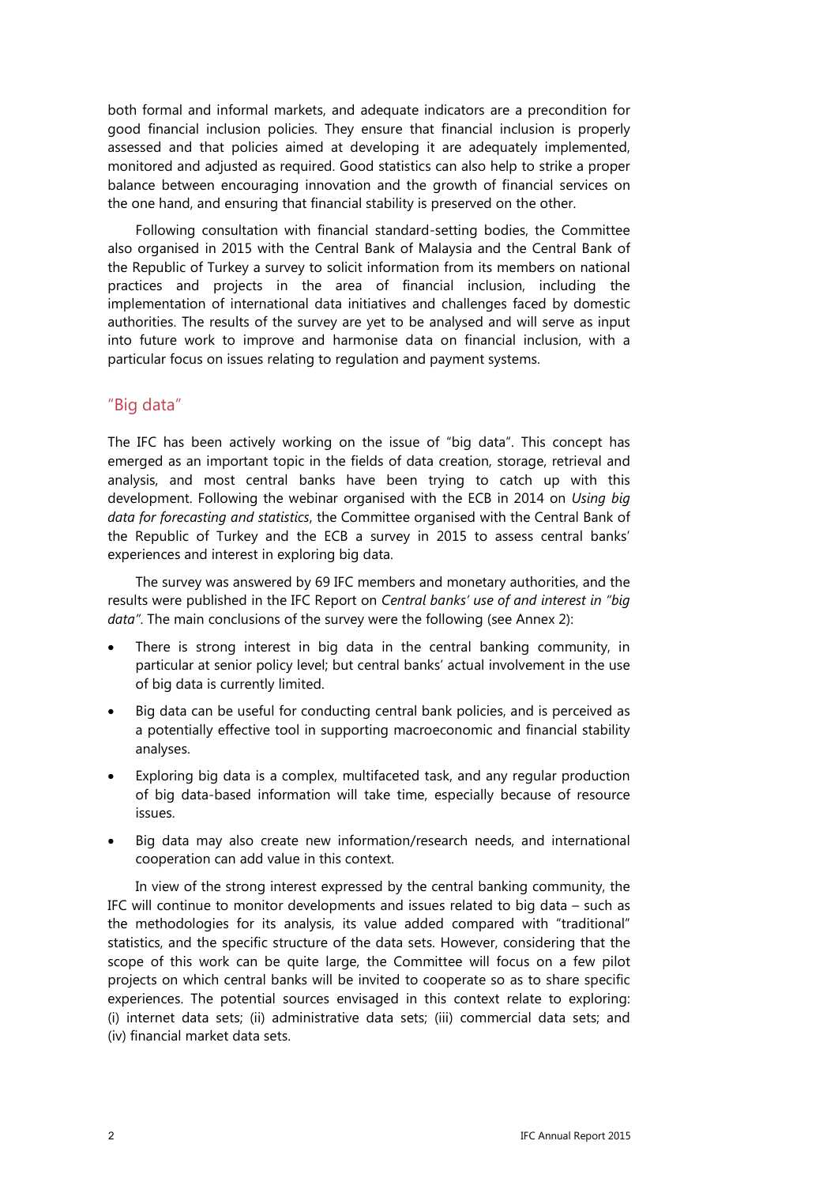both formal and informal markets, and adequate indicators are a precondition for good financial inclusion policies. They ensure that financial inclusion is properly assessed and that policies aimed at developing it are adequately implemented, monitored and adjusted as required. Good statistics can also help to strike a proper balance between encouraging innovation and the growth of financial services on the one hand, and ensuring that financial stability is preserved on the other.

Following consultation with financial standard-setting bodies, the Committee also organised in 2015 with the Central Bank of Malaysia and the Central Bank of the Republic of Turkey a survey to solicit information from its members on national practices and projects in the area of financial inclusion, including the implementation of international data initiatives and challenges faced by domestic authorities. The results of the survey are yet to be analysed and will serve as input into future work to improve and harmonise data on financial inclusion, with a particular focus on issues relating to regulation and payment systems.

## "Big data"

The IFC has been actively working on the issue of "big data". This concept has emerged as an important topic in the fields of data creation, storage, retrieval and analysis, and most central banks have been trying to catch up with this development. Following the webinar organised with the ECB in 2014 on *Using big data for forecasting and statistics*, the Committee organised with the Central Bank of the Republic of Turkey and the ECB a survey in 2015 to assess central banks' experiences and interest in exploring big data.

The survey was answered by 69 IFC members and monetary authorities, and the results were published in the IFC Report on *Central banks' use of and interest in "big data"*. The main conclusions of the survey were the following (see Annex 2):

- There is strong interest in big data in the central banking community, in particular at senior policy level; but central banks' actual involvement in the use of big data is currently limited.
- Big data can be useful for conducting central bank policies, and is perceived as a potentially effective tool in supporting macroeconomic and financial stability analyses.
- Exploring big data is a complex, multifaceted task, and any regular production of big data-based information will take time, especially because of resource issues.
- Big data may also create new information/research needs, and international cooperation can add value in this context.

In view of the strong interest expressed by the central banking community, the IFC will continue to monitor developments and issues related to big data – such as the methodologies for its analysis, its value added compared with "traditional" statistics, and the specific structure of the data sets. However, considering that the scope of this work can be quite large, the Committee will focus on a few pilot projects on which central banks will be invited to cooperate so as to share specific experiences. The potential sources envisaged in this context relate to exploring: (i) internet data sets; (ii) administrative data sets; (iii) commercial data sets; and (iv) financial market data sets.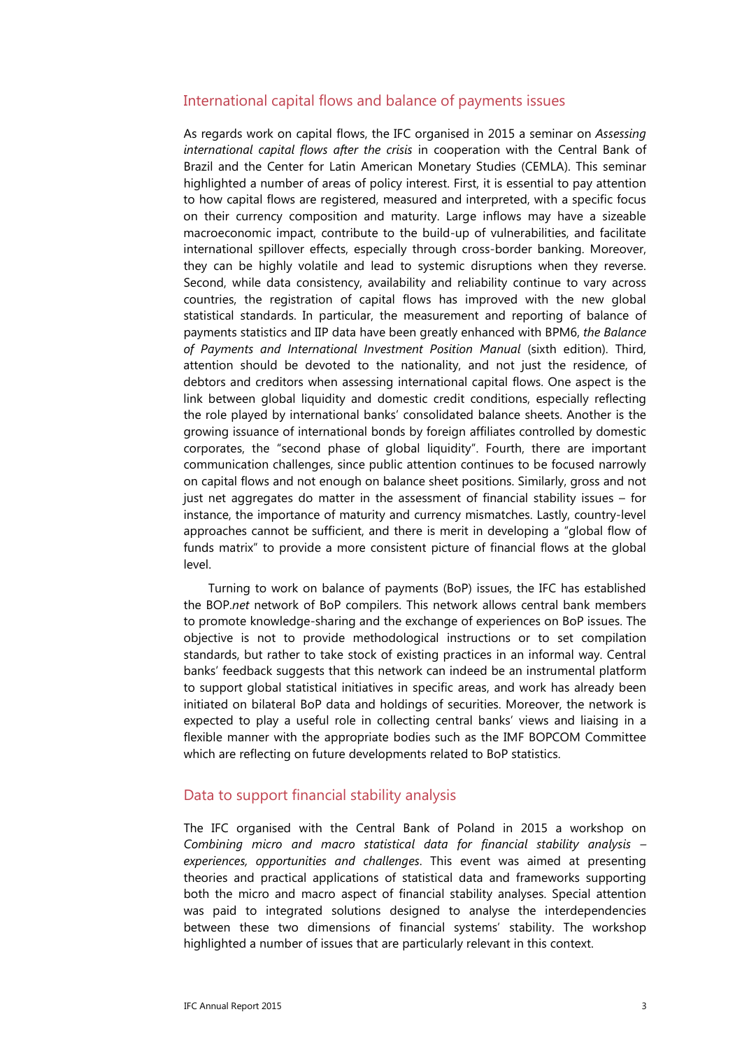## International capital flows and balance of payments issues

As regards work on capital flows, the IFC organised in 2015 a seminar on *Assessing international capital flows after the crisis* in cooperation with the Central Bank of Brazil and the Center for Latin American Monetary Studies (CEMLA). This seminar highlighted a number of areas of policy interest. First, it is essential to pay attention to how capital flows are registered, measured and interpreted, with a specific focus on their currency composition and maturity. Large inflows may have a sizeable macroeconomic impact, contribute to the build-up of vulnerabilities, and facilitate international spillover effects, especially through cross-border banking. Moreover, they can be highly volatile and lead to systemic disruptions when they reverse. Second, while data consistency, availability and reliability continue to vary across countries, the registration of capital flows has improved with the new global statistical standards. In particular, the measurement and reporting of balance of payments statistics and IIP data have been greatly enhanced with BPM6, *the Balance of Payments and International Investment Position Manual* (sixth edition). Third, attention should be devoted to the nationality, and not just the residence, of debtors and creditors when assessing international capital flows. One aspect is the link between global liquidity and domestic credit conditions, especially reflecting the role played by international banks' consolidated balance sheets. Another is the growing issuance of international bonds by foreign affiliates controlled by domestic corporates, the "second phase of global liquidity". Fourth, there are important communication challenges, since public attention continues to be focused narrowly on capital flows and not enough on balance sheet positions. Similarly, gross and not just net aggregates do matter in the assessment of financial stability issues – for instance, the importance of maturity and currency mismatches. Lastly, country-level approaches cannot be sufficient, and there is merit in developing a "global flow of funds matrix" to provide a more consistent picture of financial flows at the global level.

Turning to work on balance of payments (BoP) issues, the IFC has established the BOP.*net* network of BoP compilers. This network allows central bank members to promote knowledge-sharing and the exchange of experiences on BoP issues. The objective is not to provide methodological instructions or to set compilation standards, but rather to take stock of existing practices in an informal way. Central banks' feedback suggests that this network can indeed be an instrumental platform to support global statistical initiatives in specific areas, and work has already been initiated on bilateral BoP data and holdings of securities. Moreover, the network is expected to play a useful role in collecting central banks' views and liaising in a flexible manner with the appropriate bodies such as the IMF BOPCOM Committee which are reflecting on future developments related to BoP statistics.

## Data to support financial stability analysis

The IFC organised with the Central Bank of Poland in 2015 a workshop on *Combining micro and macro statistical data for financial stability analysis – experiences, opportunities and challenges*. This event was aimed at presenting theories and practical applications of statistical data and frameworks supporting both the micro and macro aspect of financial stability analyses. Special attention was paid to integrated solutions designed to analyse the interdependencies between these two dimensions of financial systems' stability. The workshop highlighted a number of issues that are particularly relevant in this context.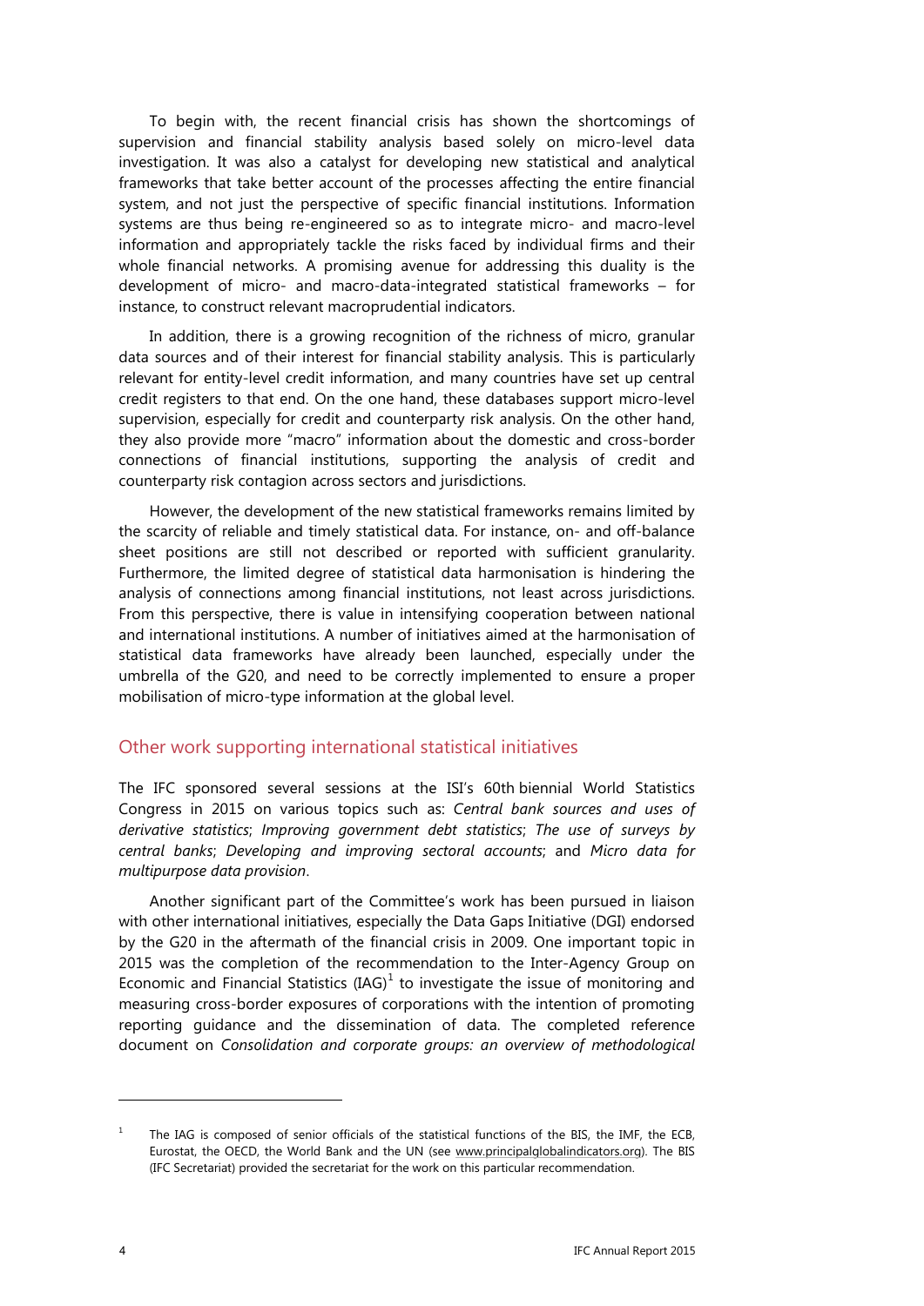To begin with, the recent financial crisis has shown the shortcomings of supervision and financial stability analysis based solely on micro-level data investigation. It was also a catalyst for developing new statistical and analytical frameworks that take better account of the processes affecting the entire financial system, and not just the perspective of specific financial institutions. Information systems are thus being re-engineered so as to integrate micro- and macro-level information and appropriately tackle the risks faced by individual firms and their whole financial networks. A promising avenue for addressing this duality is the development of micro- and macro-data-integrated statistical frameworks – for instance, to construct relevant macroprudential indicators.

In addition, there is a growing recognition of the richness of micro, granular data sources and of their interest for financial stability analysis. This is particularly relevant for entity-level credit information, and many countries have set up central credit registers to that end. On the one hand, these databases support micro-level supervision, especially for credit and counterparty risk analysis. On the other hand, they also provide more "macro" information about the domestic and cross-border connections of financial institutions, supporting the analysis of credit and counterparty risk contagion across sectors and jurisdictions.

However, the development of the new statistical frameworks remains limited by the scarcity of reliable and timely statistical data. For instance, on- and off-balance sheet positions are still not described or reported with sufficient granularity. Furthermore, the limited degree of statistical data harmonisation is hindering the analysis of connections among financial institutions, not least across jurisdictions. From this perspective, there is value in intensifying cooperation between national and international institutions. A number of initiatives aimed at the harmonisation of statistical data frameworks have already been launched, especially under the umbrella of the G20, and need to be correctly implemented to ensure a proper mobilisation of micro-type information at the global level.

## Other work supporting international statistical initiatives

The IFC sponsored several sessions at the ISI's 60th biennial World Statistics Congress in 2015 on various topics such as: *Central bank sources and uses of derivative statistics*; *Improving government debt statistics*; *The use of surveys by central banks*; *Developing and improving sectoral accounts*; and *Micro data for multipurpose data provision*.

Another significant part of the Committee's work has been pursued in liaison with other international initiatives, especially the Data Gaps Initiative (DGI) endorsed by the G20 in the aftermath of the financial crisis in 2009. One important topic in 2015 was the completion of the recommendation to the Inter-Agency Group on Economic and Financial Statistics (IAG)[1] to investigate the issue of monitoring and measuring cross-border exposures of corporations with the intention of promoting reporting guidance and the dissemination of data. The completed reference document on *Consolidation and corporate groups: an overview of methodological*

---

[1] The IAG is composed of senior officials of the statistical functions of the BIS, the IMF, the ECB, Eurostat, the OECD, the World Bank and the UN (see www.principalglobalindicators.org). The BIS (IFC Secretariat) provided the secretariat for the work on this particular recommendation.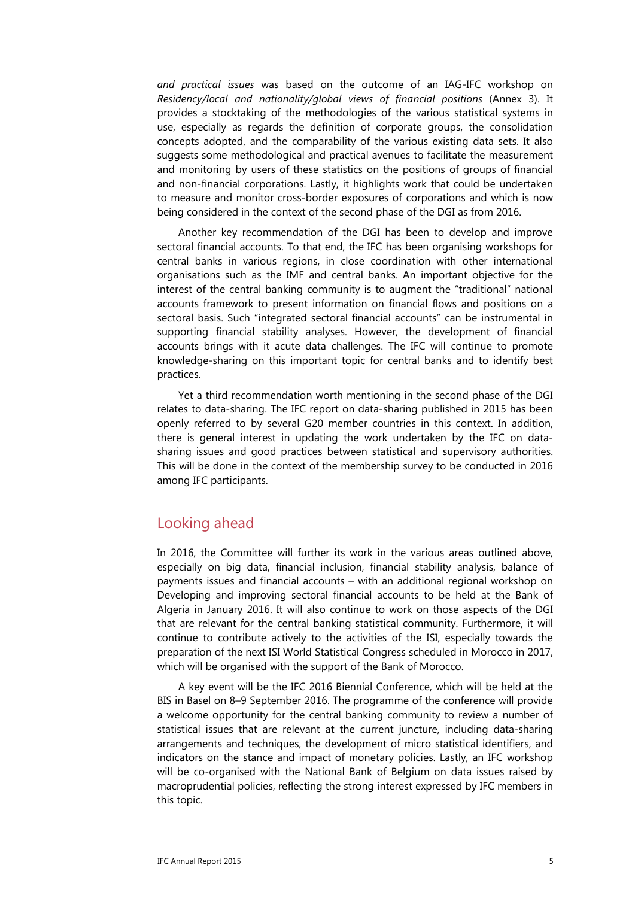*and practical issues* was based on the outcome of an IAG-IFC workshop on *Residency/local and nationality/global views of financial positions* (Annex 3). It provides a stocktaking of the methodologies of the various statistical systems in use, especially as regards the definition of corporate groups, the consolidation concepts adopted, and the comparability of the various existing data sets. It also suggests some methodological and practical avenues to facilitate the measurement and monitoring by users of these statistics on the positions of groups of financial and non-financial corporations. Lastly, it highlights work that could be undertaken to measure and monitor cross-border exposures of corporations and which is now being considered in the context of the second phase of the DGI as from 2016.

Another key recommendation of the DGI has been to develop and improve sectoral financial accounts. To that end, the IFC has been organising workshops for central banks in various regions, in close coordination with other international organisations such as the IMF and central banks. An important objective for the interest of the central banking community is to augment the "traditional" national accounts framework to present information on financial flows and positions on a sectoral basis. Such "integrated sectoral financial accounts" can be instrumental in supporting financial stability analyses. However, the development of financial accounts brings with it acute data challenges. The IFC will continue to promote knowledge-sharing on this important topic for central banks and to identify best practices.

Yet a third recommendation worth mentioning in the second phase of the DGI relates to data-sharing. The IFC report on data-sharing published in 2015 has been openly referred to by several G20 member countries in this context. In addition, there is general interest in updating the work undertaken by the IFC on data-sharing issues and good practices between statistical and supervisory authorities. This will be done in the context of the membership survey to be conducted in 2016 among IFC participants.

## Looking ahead

In 2016, the Committee will further its work in the various areas outlined above, especially on big data, financial inclusion, financial stability analysis, balance of payments issues and financial accounts – with an additional regional workshop on Developing and improving sectoral financial accounts to be held at the Bank of Algeria in January 2016. It will also continue to work on those aspects of the DGI that are relevant for the central banking statistical community. Furthermore, it will continue to contribute actively to the activities of the ISI, especially towards the preparation of the next ISI World Statistical Congress scheduled in Morocco in 2017, which will be organised with the support of the Bank of Morocco.

A key event will be the IFC 2016 Biennial Conference, which will be held at the BIS in Basel on 8–9 September 2016. The programme of the conference will provide a welcome opportunity for the central banking community to review a number of statistical issues that are relevant at the current juncture, including data-sharing arrangements and techniques, the development of micro statistical identifiers, and indicators on the stance and impact of monetary policies. Lastly, an IFC workshop will be co-organised with the National Bank of Belgium on data issues raised by macroprudential policies, reflecting the strong interest expressed by IFC members in this topic.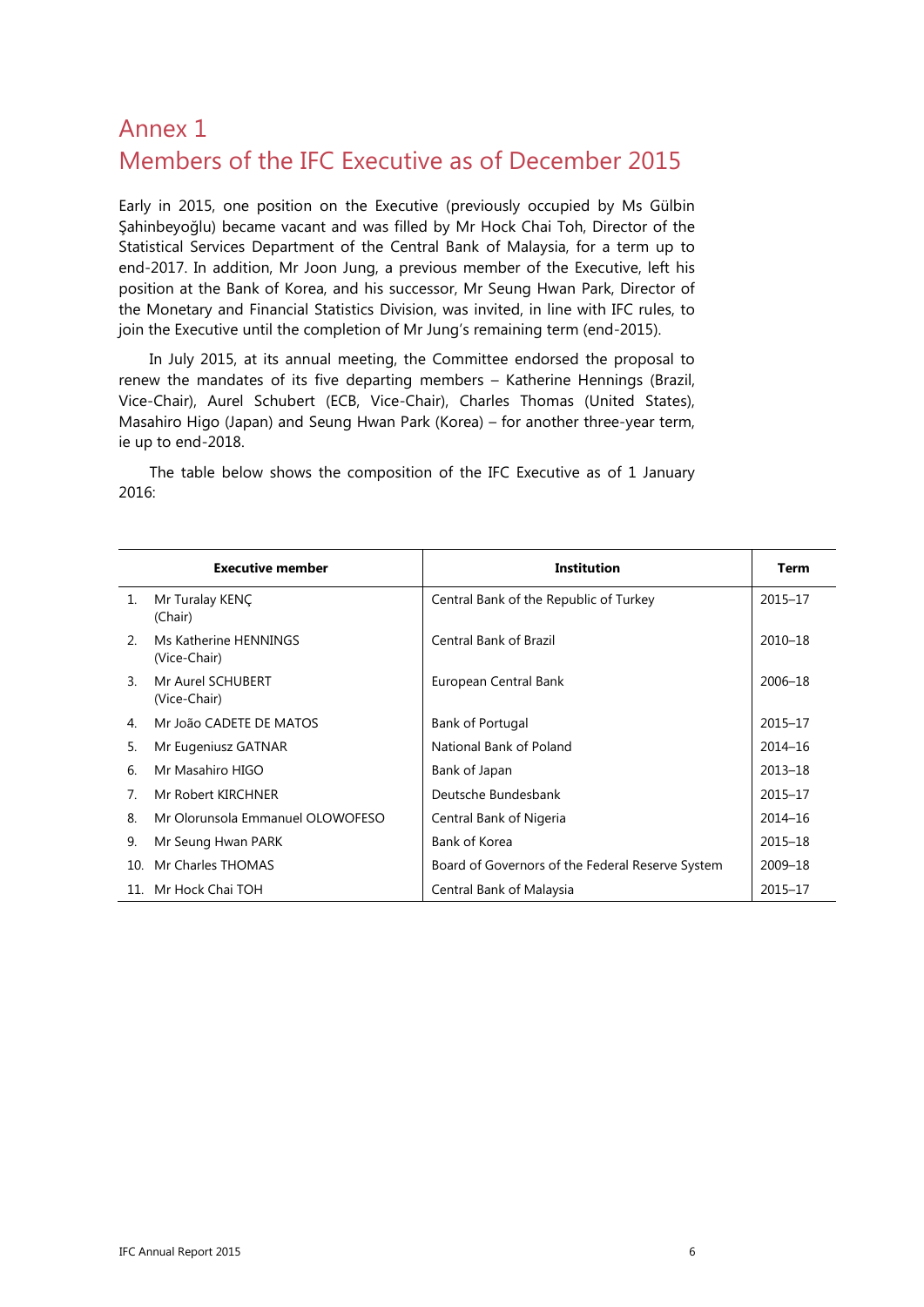# Annex 1
# Members of the IFC Executive as of December 2015

Early in 2015, one position on the Executive (previously occupied by Ms Gülbin Şahinbeyoğlu) became vacant and was filled by Mr Hock Chai Toh, Director of the Statistical Services Department of the Central Bank of Malaysia, for a term up to end-2017. In addition, Mr Joon Jung, a previous member of the Executive, left his position at the Bank of Korea, and his successor, Mr Seung Hwan Park, Director of the Monetary and Financial Statistics Division, was invited, in line with IFC rules, to join the Executive until the completion of Mr Jung's remaining term (end-2015).

In July 2015, at its annual meeting, the Committee endorsed the proposal to renew the mandates of its five departing members – Katherine Hennings (Brazil, Vice-Chair), Aurel Schubert (ECB, Vice-Chair), Charles Thomas (United States), Masahiro Higo (Japan) and Seung Hwan Park (Korea) – for another three-year term, ie up to end-2018.

The table below shows the composition of the IFC Executive as of 1 January 2016:

| | Executive member | Institution | Term |
|---|---|---|---|
| 1. | Mr Turalay KENÇ (Chair) | Central Bank of the Republic of Turkey | 2015–17 |
| 2. | Ms Katherine HENNINGS (Vice-Chair) | Central Bank of Brazil | 2010–18 |
| 3. | Mr Aurel SCHUBERT (Vice-Chair) | European Central Bank | 2006–18 |
| 4. | Mr João CADETE DE MATOS | Bank of Portugal | 2015–17 |
| 5. | Mr Eugeniusz GATNAR | National Bank of Poland | 2014–16 |
| 6. | Mr Masahiro HIGO | Bank of Japan | 2013–18 |
| 7. | Mr Robert KIRCHNER | Deutsche Bundesbank | 2015–17 |
| 8. | Mr Olorunsola Emmanuel OLOWOFESO | Central Bank of Nigeria | 2014–16 |
| 9. | Mr Seung Hwan PARK | Bank of Korea | 2015–18 |
| 10. | Mr Charles THOMAS | Board of Governors of the Federal Reserve System | 2009–18 |
| 11. | Mr Hock Chai TOH | Central Bank of Malaysia | 2015–17 |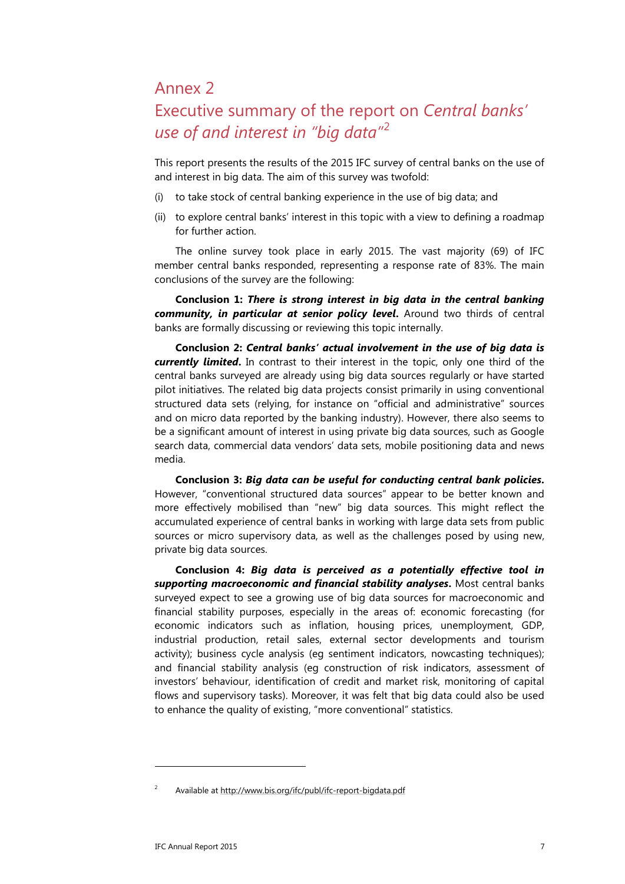# Annex 2

# Executive summary of the report on *Central banks' use of and interest in "big data"*[2]

This report presents the results of the 2015 IFC survey of central banks on the use of and interest in big data. The aim of this survey was twofold:

(i) to take stock of central banking experience in the use of big data; and

(ii) to explore central banks' interest in this topic with a view to defining a roadmap for further action.

The online survey took place in early 2015. The vast majority (69) of IFC member central banks responded, representing a response rate of 83%. The main conclusions of the survey are the following:

**Conclusion 1: *There is strong interest in big data in the central banking community, in particular at senior policy level*.** Around two thirds of central banks are formally discussing or reviewing this topic internally.

**Conclusion 2: *Central banks' actual involvement in the use of big data is currently limited*.** In contrast to their interest in the topic, only one third of the central banks surveyed are already using big data sources regularly or have started pilot initiatives. The related big data projects consist primarily in using conventional structured data sets (relying, for instance on "official and administrative" sources and on micro data reported by the banking industry). However, there also seems to be a significant amount of interest in using private big data sources, such as Google search data, commercial data vendors' data sets, mobile positioning data and news media.

**Conclusion 3: *Big data can be useful for conducting central bank policies*.** However, "conventional structured data sources" appear to be better known and more effectively mobilised than "new" big data sources. This might reflect the accumulated experience of central banks in working with large data sets from public sources or micro supervisory data, as well as the challenges posed by using new, private big data sources.

**Conclusion 4: *Big data is perceived as a potentially effective tool in supporting macroeconomic and financial stability analyses*.** Most central banks surveyed expect to see a growing use of big data sources for macroeconomic and financial stability purposes, especially in the areas of: economic forecasting (for economic indicators such as inflation, housing prices, unemployment, GDP, industrial production, retail sales, external sector developments and tourism activity); business cycle analysis (eg sentiment indicators, nowcasting techniques); and financial stability analysis (eg construction of risk indicators, assessment of investors' behaviour, identification of credit and market risk, monitoring of capital flows and supervisory tasks). Moreover, it was felt that big data could also be used to enhance the quality of existing, "more conventional" statistics.

---

[2] Available at http://www.bis.org/ifc/publ/ifc-report-bigdata.pdf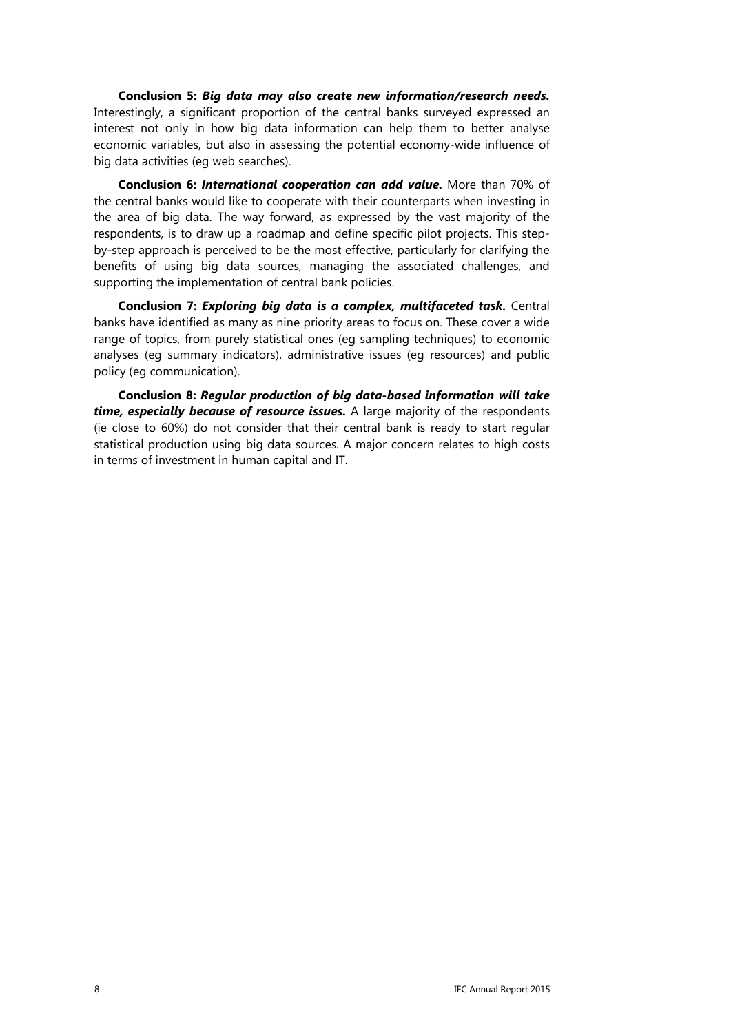**Conclusion 5:** ***Big data may also create new information/research needs.*** Interestingly, a significant proportion of the central banks surveyed expressed an interest not only in how big data information can help them to better analyse economic variables, but also in assessing the potential economy-wide influence of big data activities (eg web searches).

**Conclusion 6:** ***International cooperation can add value.*** More than 70% of the central banks would like to cooperate with their counterparts when investing in the area of big data. The way forward, as expressed by the vast majority of the respondents, is to draw up a roadmap and define specific pilot projects. This step-by-step approach is perceived to be the most effective, particularly for clarifying the benefits of using big data sources, managing the associated challenges, and supporting the implementation of central bank policies.

**Conclusion 7:** ***Exploring big data is a complex, multifaceted task.*** Central banks have identified as many as nine priority areas to focus on. These cover a wide range of topics, from purely statistical ones (eg sampling techniques) to economic analyses (eg summary indicators), administrative issues (eg resources) and public policy (eg communication).

**Conclusion 8:** ***Regular production of big data-based information will take time, especially because of resource issues.*** A large majority of the respondents (ie close to 60%) do not consider that their central bank is ready to start regular statistical production using big data sources. A major concern relates to high costs in terms of investment in human capital and IT.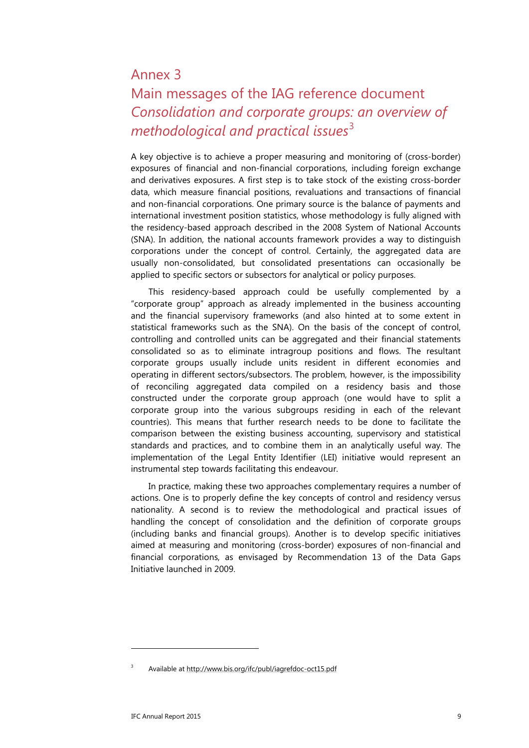# Annex 3

# Main messages of the IAG reference document *Consolidation and corporate groups: an overview of methodological and practical issues*[3]

A key objective is to achieve a proper measuring and monitoring of (cross-border) exposures of financial and non-financial corporations, including foreign exchange and derivatives exposures. A first step is to take stock of the existing cross-border data, which measure financial positions, revaluations and transactions of financial and non-financial corporations. One primary source is the balance of payments and international investment position statistics, whose methodology is fully aligned with the residency-based approach described in the 2008 System of National Accounts (SNA). In addition, the national accounts framework provides a way to distinguish corporations under the concept of control. Certainly, the aggregated data are usually non-consolidated, but consolidated presentations can occasionally be applied to specific sectors or subsectors for analytical or policy purposes.

This residency-based approach could be usefully complemented by a "corporate group" approach as already implemented in the business accounting and the financial supervisory frameworks (and also hinted at to some extent in statistical frameworks such as the SNA). On the basis of the concept of control, controlling and controlled units can be aggregated and their financial statements consolidated so as to eliminate intragroup positions and flows. The resultant corporate groups usually include units resident in different economies and operating in different sectors/subsectors. The problem, however, is the impossibility of reconciling aggregated data compiled on a residency basis and those constructed under the corporate group approach (one would have to split a corporate group into the various subgroups residing in each of the relevant countries). This means that further research needs to be done to facilitate the comparison between the existing business accounting, supervisory and statistical standards and practices, and to combine them in an analytically useful way. The implementation of the Legal Entity Identifier (LEI) initiative would represent an instrumental step towards facilitating this endeavour.

In practice, making these two approaches complementary requires a number of actions. One is to properly define the key concepts of control and residency versus nationality. A second is to review the methodological and practical issues of handling the concept of consolidation and the definition of corporate groups (including banks and financial groups). Another is to develop specific initiatives aimed at measuring and monitoring (cross-border) exposures of non-financial and financial corporations, as envisaged by Recommendation 13 of the Data Gaps Initiative launched in 2009.

---

[3] Available at http://www.bis.org/ifc/publ/iagrefdoc-oct15.pdf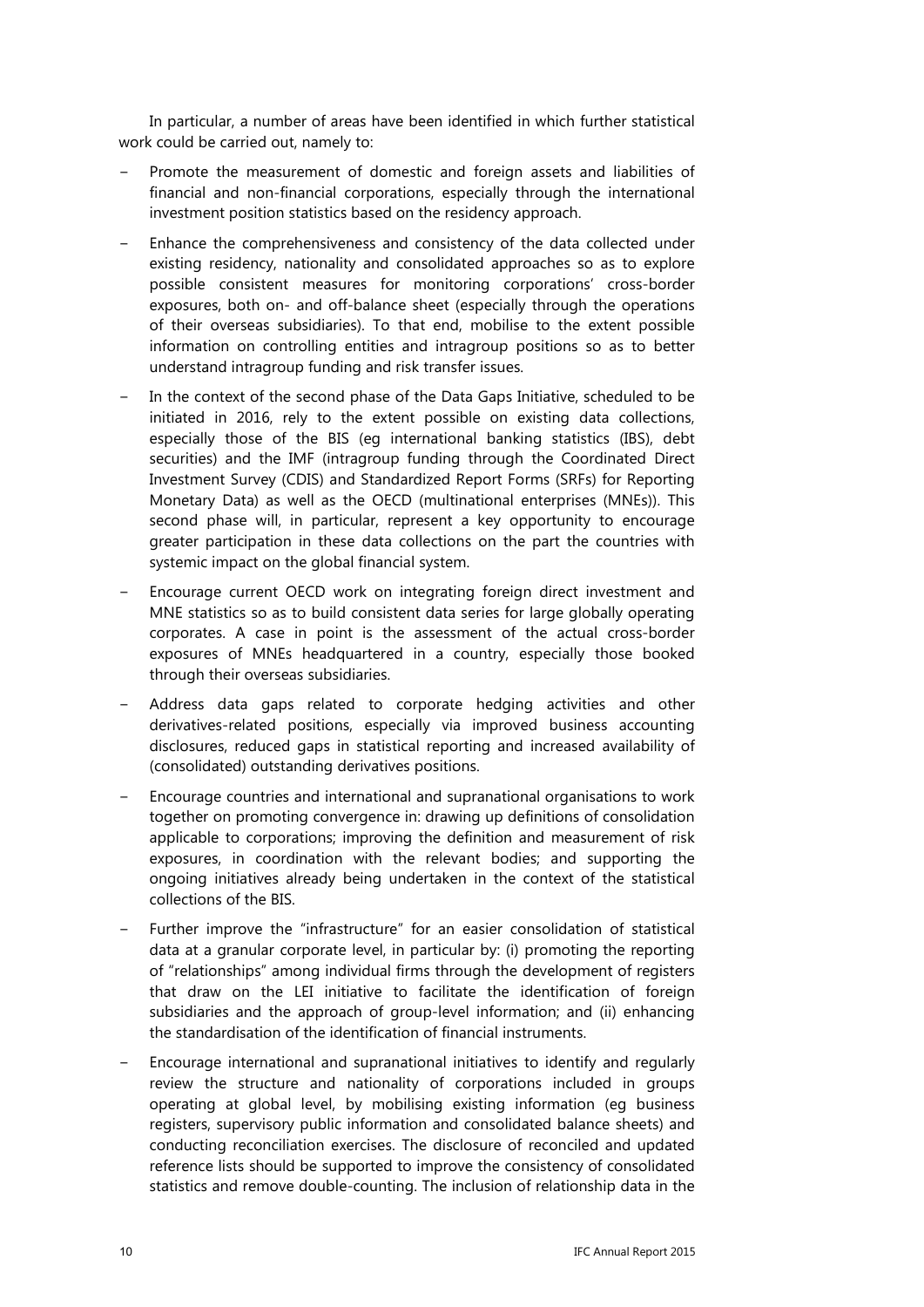In particular, a number of areas have been identified in which further statistical work could be carried out, namely to:

- Promote the measurement of domestic and foreign assets and liabilities of financial and non-financial corporations, especially through the international investment position statistics based on the residency approach.
- Enhance the comprehensiveness and consistency of the data collected under existing residency, nationality and consolidated approaches so as to explore possible consistent measures for monitoring corporations' cross-border exposures, both on- and off-balance sheet (especially through the operations of their overseas subsidiaries). To that end, mobilise to the extent possible information on controlling entities and intragroup positions so as to better understand intragroup funding and risk transfer issues.
- In the context of the second phase of the Data Gaps Initiative, scheduled to be initiated in 2016, rely to the extent possible on existing data collections, especially those of the BIS (eg international banking statistics (IBS), debt securities) and the IMF (intragroup funding through the Coordinated Direct Investment Survey (CDIS) and Standardized Report Forms (SRFs) for Reporting Monetary Data) as well as the OECD (multinational enterprises (MNEs)). This second phase will, in particular, represent a key opportunity to encourage greater participation in these data collections on the part the countries with systemic impact on the global financial system.
- Encourage current OECD work on integrating foreign direct investment and MNE statistics so as to build consistent data series for large globally operating corporates. A case in point is the assessment of the actual cross-border exposures of MNEs headquartered in a country, especially those booked through their overseas subsidiaries.
- Address data gaps related to corporate hedging activities and other derivatives-related positions, especially via improved business accounting disclosures, reduced gaps in statistical reporting and increased availability of (consolidated) outstanding derivatives positions.
- Encourage countries and international and supranational organisations to work together on promoting convergence in: drawing up definitions of consolidation applicable to corporations; improving the definition and measurement of risk exposures, in coordination with the relevant bodies; and supporting the ongoing initiatives already being undertaken in the context of the statistical collections of the BIS.
- Further improve the "infrastructure" for an easier consolidation of statistical data at a granular corporate level, in particular by: (i) promoting the reporting of "relationships" among individual firms through the development of registers that draw on the LEI initiative to facilitate the identification of foreign subsidiaries and the approach of group-level information; and (ii) enhancing the standardisation of the identification of financial instruments.
- Encourage international and supranational initiatives to identify and regularly review the structure and nationality of corporations included in groups operating at global level, by mobilising existing information (eg business registers, supervisory public information and consolidated balance sheets) and conducting reconciliation exercises. The disclosure of reconciled and updated reference lists should be supported to improve the consistency of consolidated statistics and remove double-counting. The inclusion of relationship data in the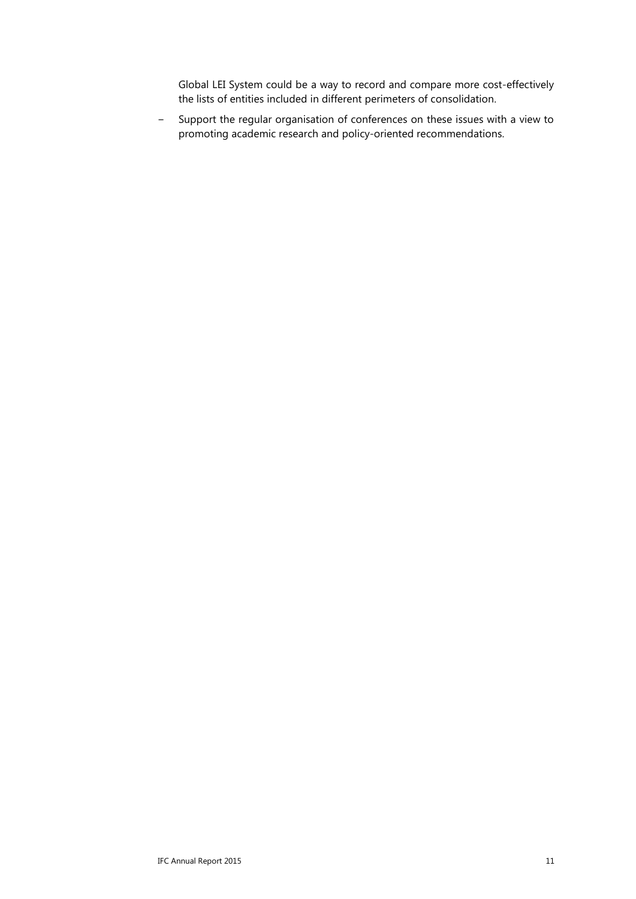Global LEI System could be a way to record and compare more cost-effectively the lists of entities included in different perimeters of consolidation.

- Support the regular organisation of conferences on these issues with a view to promoting academic research and policy-oriented recommendations.